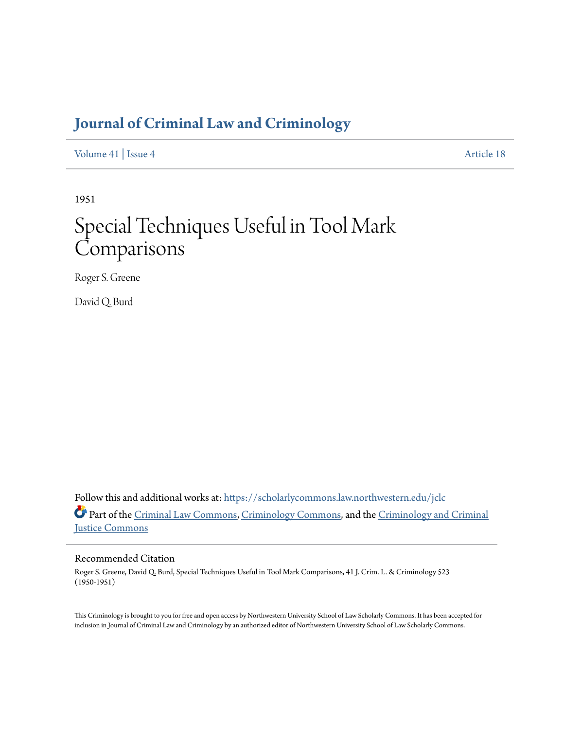# Journal of Criminal Law and Criminology

Volume 41 | Issue 4 Article 18

1951

# Special Techniques Useful in Tool Mark Comparisons

Roger S. Greene

David Q. Burd

Follow this and additional works at: https://scholarlycommons.law.northwestern.edu/jclc

Part of the Criminal Law Commons, Criminology Commons, and the Criminology and Criminal Justice Commons

## Recommended Citation

Roger S. Greene, David Q. Burd, Special Techniques Useful in Tool Mark Comparisons, 41 J. Crim. L. & Criminology 523 (1950-1951)

This Criminology is brought to you for free and open access by Northwestern University School of Law Scholarly Commons. It has been accepted for inclusion in Journal of Criminal Law and Criminology by an authorized editor of Northwestern University School of Law Scholarly Commons.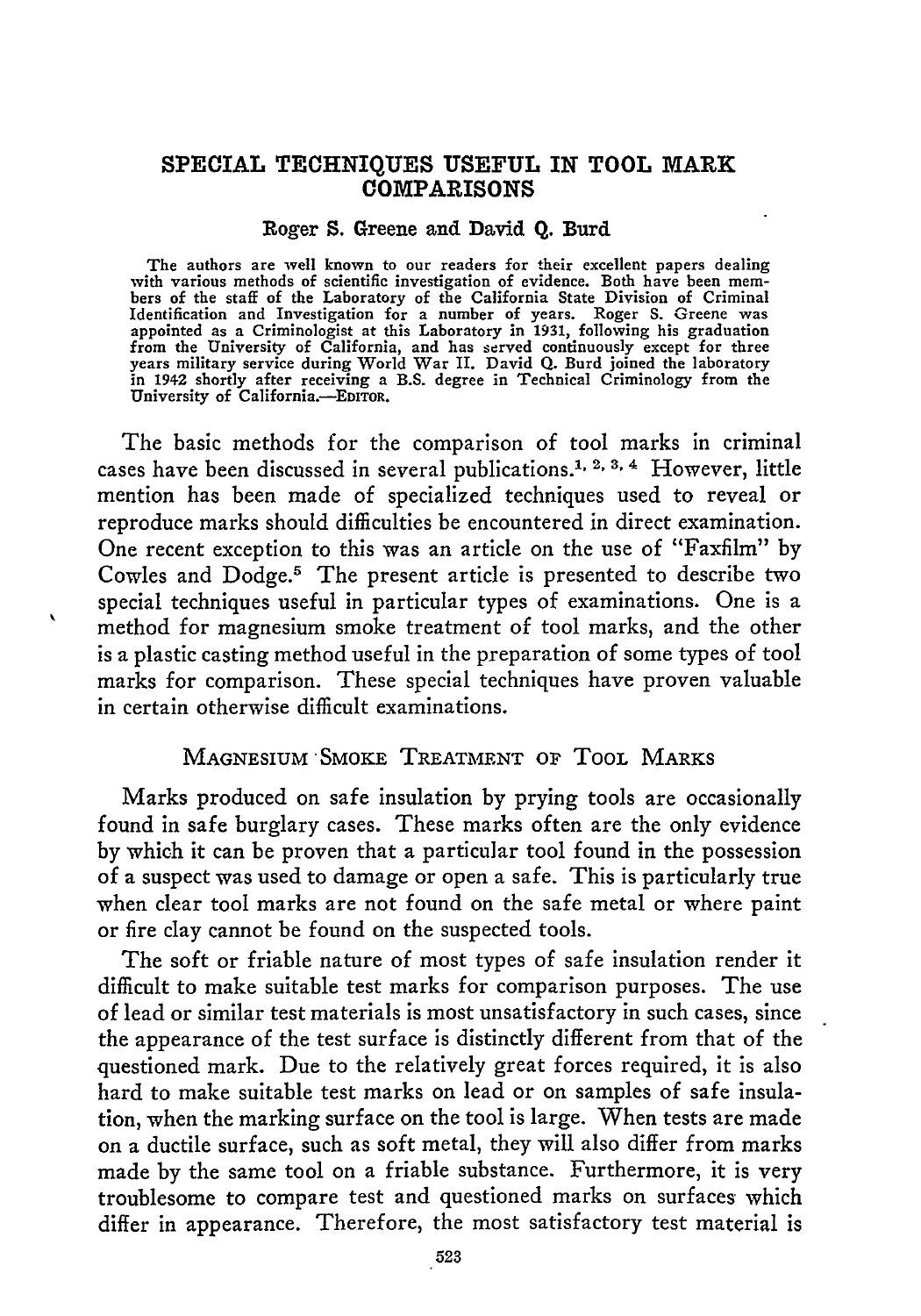# SPECIAL TECHNIQUES USEFUL IN TOOL MARK COMPARISONS

**Roger S. Greene and David Q. Burd**

The authors are well known to our readers for their excellent papers dealing with various methods of scientific investigation of evidence. Both have been members of the staff of the Laboratory of the California State Division of Criminal Identification and Investigation for a number of years. Roger S. Greene was appointed as a Criminologist at this Laboratory in 1931, following his graduation from the University of California, and has served continuously except for three years military service during World War II. David Q. Burd joined the laboratory in 1942 shortly after receiving a B.S. degree in Technical Criminology from the University of California.—EDITOR.

The basic methods for the comparison of tool marks in criminal cases have been discussed in several publications.[1, 2, 3, 4] However, little mention has been made of specialized techniques used to reveal or reproduce marks should difficulties be encountered in direct examination. One recent exception to this was an article on the use of "Faxfilm" by Cowles and Dodge.[5] The present article is presented to describe two special techniques useful in particular types of examinations. One is a method for magnesium smoke treatment of tool marks, and the other is a plastic casting method useful in the preparation of some types of tool marks for comparison. These special techniques have proven valuable in certain otherwise difficult examinations.

## MAGNESIUM SMOKE TREATMENT OF TOOL MARKS

Marks produced on safe insulation by prying tools are occasionally found in safe burglary cases. These marks often are the only evidence by which it can be proven that a particular tool found in the possession of a suspect was used to damage or open a safe. This is particularly true when clear tool marks are not found on the safe metal or where paint or fire clay cannot be found on the suspected tools.

The soft or friable nature of most types of safe insulation render it difficult to make suitable test marks for comparison purposes. The use of lead or similar test materials is most unsatisfactory in such cases, since the appearance of the test surface is distinctly different from that of the questioned mark. Due to the relatively great forces required, it is also hard to make suitable test marks on lead or on samples of safe insulation, when the marking surface on the tool is large. When tests are made on a ductile surface, such as soft metal, they will also differ from marks made by the same tool on a friable substance. Furthermore, it is very troublesome to compare test and questioned marks on surfaces which differ in appearance. Therefore, the most satisfactory test material is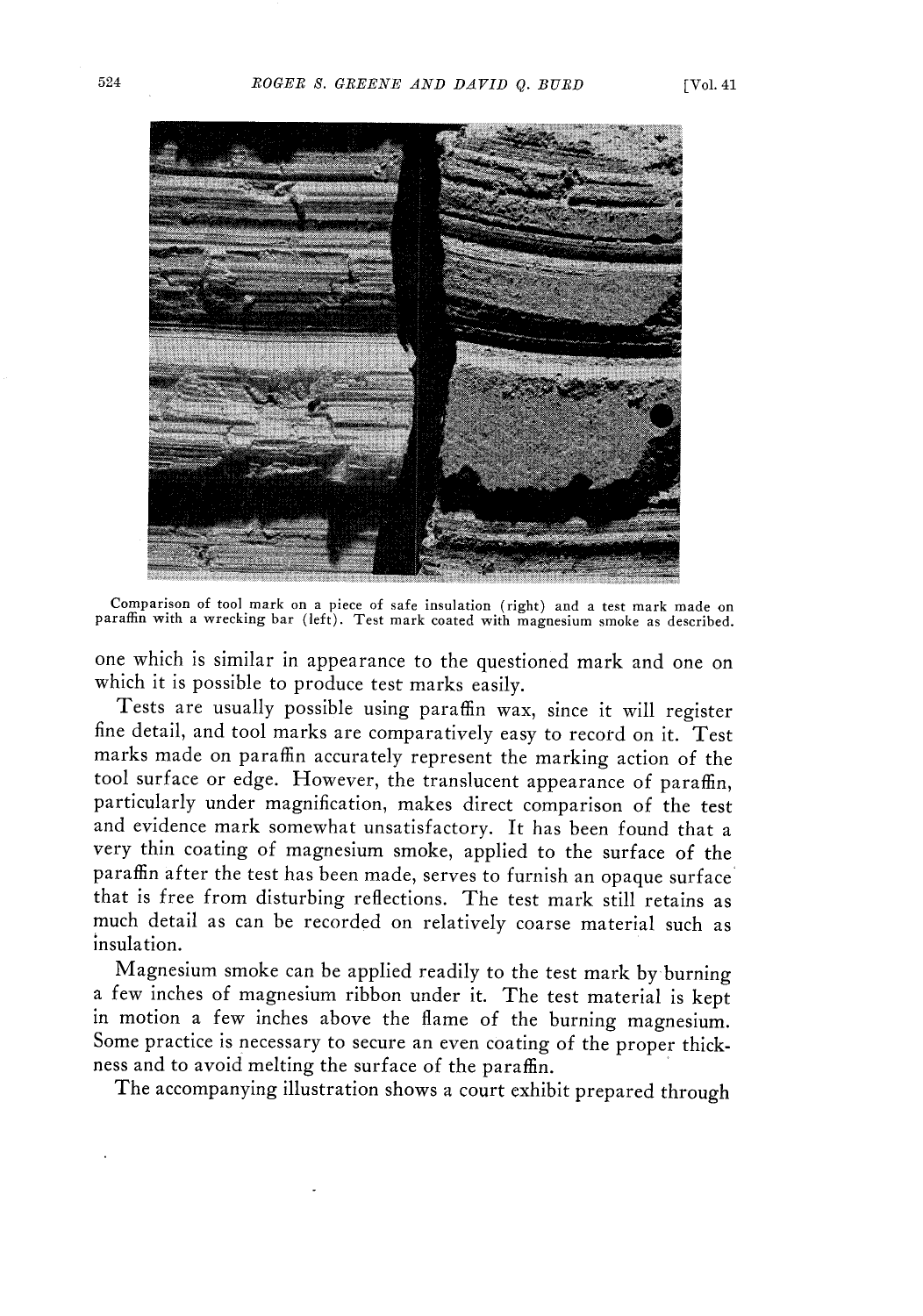Comparison of tool mark on a piece of safe insulation (right) and a test mark made on paraffin with a wrecking bar (left). Test mark coated with magnesium smoke as described.

one which is similar in appearance to the questioned mark and one on which it is possible to produce test marks easily.

Tests are usually possible using paraffin wax, since it will register fine detail, and tool marks are comparatively easy to record on it. Test marks made on paraffin accurately represent the marking action of the tool surface or edge. However, the translucent appearance of paraffin, particularly under magnification, makes direct comparison of the test and evidence mark somewhat unsatisfactory. It has been found that a very thin coating of magnesium smoke, applied to the surface of the paraffin after the test has been made, serves to furnish an opaque surface that is free from disturbing reflections. The test mark still retains as much detail as can be recorded on relatively coarse material such as insulation.

Magnesium smoke can be applied readily to the test mark by burning a few inches of magnesium ribbon under it. The test material is kept in motion a few inches above the flame of the burning magnesium. Some practice is necessary to secure an even coating of the proper thickness and to avoid melting the surface of the paraffin.

The accompanying illustration shows a court exhibit prepared through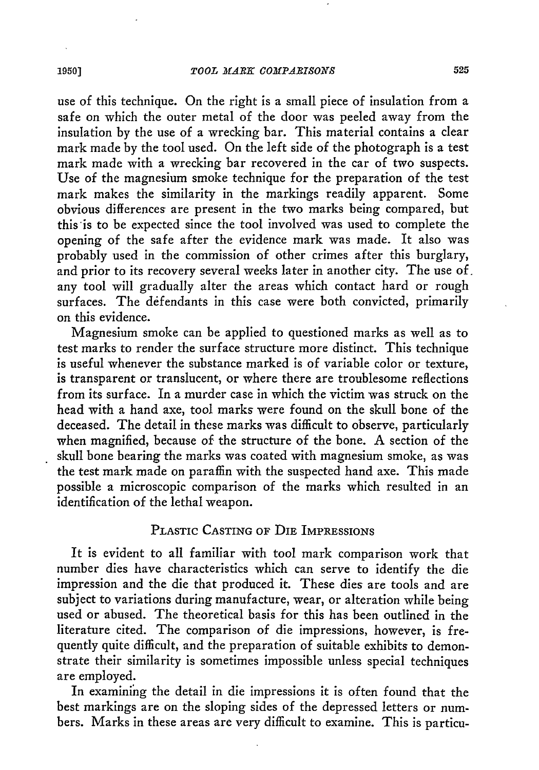use of this technique. On the right is a small piece of insulation from a safe on which the outer metal of the door was peeled away from the insulation by the use of a wrecking bar. This material contains a clear mark made by the tool used. On the left side of the photograph is a test mark made with a wrecking bar recovered in the car of two suspects. Use of the magnesium smoke technique for the preparation of the test mark makes the similarity in the markings readily apparent. Some obvious differences are present in the two marks being compared, but this is to be expected since the tool involved was used to complete the opening of the safe after the evidence mark was made. It also was probably used in the commission of other crimes after this burglary, and prior to its recovery several weeks later in another city. The use of any tool will gradually alter the areas which contact hard or rough surfaces. The défendants in this case were both convicted, primarily on this evidence.

Magnesium smoke can be applied to questioned marks as well as to test marks to render the surface structure more distinct. This technique is useful whenever the substance marked is of variable color or texture, is transparent or translucent, or where there are troublesome reflections from its surface. In a murder case in which the victim was struck on the head with a hand axe, tool marks were found on the skull bone of the deceased. The detail in these marks was difficult to observe, particularly when magnified, because of the structure of the bone. A section of the skull bone bearing the marks was coated with magnesium smoke, as was the test mark made on paraffin with the suspected hand axe. This made possible a microscopic comparison of the marks which resulted in an identification of the lethal weapon.

## Plastic Casting of Die Impressions

It is evident to all familiar with tool mark comparison work that number dies have characteristics which can serve to identify the die impression and the die that produced it. These dies are tools and are subject to variations during manufacture, wear, or alteration while being used or abused. The theoretical basis for this has been outlined in the literature cited. The comparison of die impressions, however, is frequently quite difficult, and the preparation of suitable exhibits to demonstrate their similarity is sometimes impossible unless special techniques are employed.

In examining the detail in die impressions it is often found that the best markings are on the sloping sides of the depressed letters or numbers. Marks in these areas are very difficult to examine. This is particu-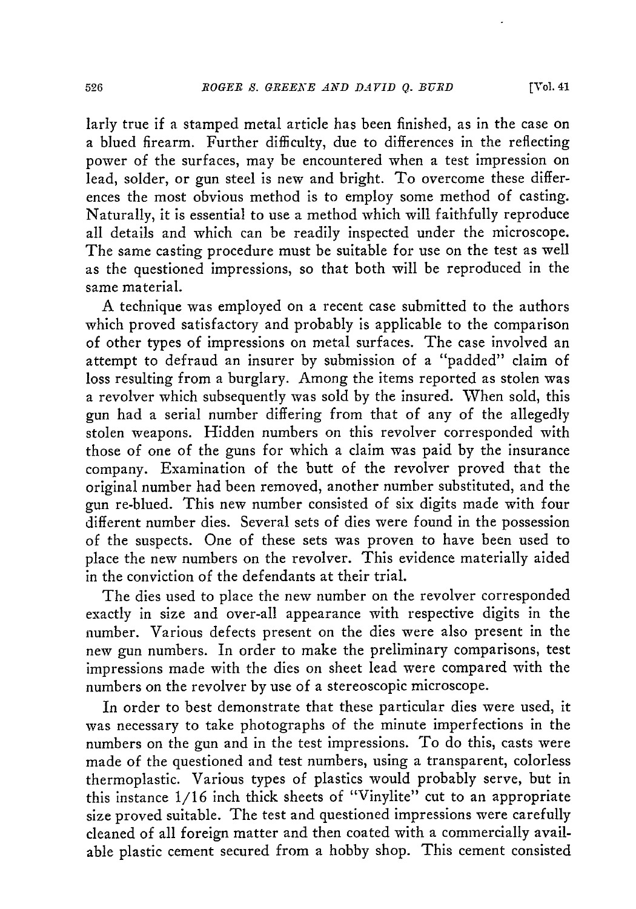larly true if a stamped metal article has been finished, as in the case on a blued firearm. Further difficulty, due to differences in the reflecting power of the surfaces, may be encountered when a test impression on lead, solder, or gun steel is new and bright. To overcome these differences the most obvious method is to employ some method of casting. Naturally, it is essential to use a method which will faithfully reproduce all details and which can be readily inspected under the microscope. The same casting procedure must be suitable for use on the test as well as the questioned impressions, so that both will be reproduced in the same material.

A technique was employed on a recent case submitted to the authors which proved satisfactory and probably is applicable to the comparison of other types of impressions on metal surfaces. The case involved an attempt to defraud an insurer by submission of a "padded" claim of loss resulting from a burglary. Among the items reported as stolen was a revolver which subsequently was sold by the insured. When sold, this gun had a serial number differing from that of any of the allegedly stolen weapons. Hidden numbers on this revolver corresponded with those of one of the guns for which a claim was paid by the insurance company. Examination of the butt of the revolver proved that the original number had been removed, another number substituted, and the gun re-blued. This new number consisted of six digits made with four different number dies. Several sets of dies were found in the possession of the suspects. One of these sets was proven to have been used to place the new numbers on the revolver. This evidence materially aided in the conviction of the defendants at their trial.

The dies used to place the new number on the revolver corresponded exactly in size and over-all appearance with respective digits in the number. Various defects present on the dies were also present in the new gun numbers. In order to make the preliminary comparisons, test impressions made with the dies on sheet lead were compared with the numbers on the revolver by use of a stereoscopic microscope.

In order to best demonstrate that these particular dies were used, it was necessary to take photographs of the minute imperfections in the numbers on the gun and in the test impressions. To do this, casts were made of the questioned and test numbers, using a transparent, colorless thermoplastic. Various types of plastics would probably serve, but in this instance 1/16 inch thick sheets of "Vinylite" cut to an appropriate size proved suitable. The test and questioned impressions were carefully cleaned of all foreign matter and then coated with a commercially available plastic cement secured from a hobby shop. This cement consisted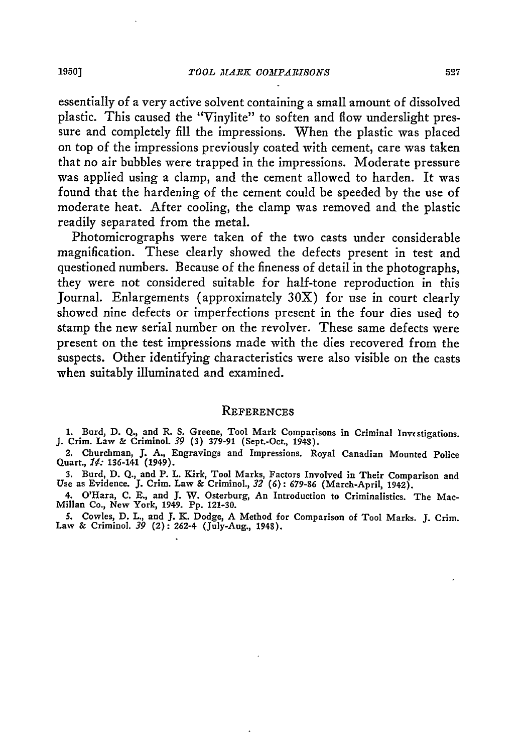essentially of a very active solvent containing a small amount of dissolved plastic. This caused the "Vinylite" to soften and flow underslight pressure and completely fill the impressions. When the plastic was placed on top of the impressions previously coated with cement, care was taken that no air bubbles were trapped in the impressions. Moderate pressure was applied using a clamp, and the cement allowed to harden. It was found that the hardening of the cement could be speeded by the use of moderate heat. After cooling, the clamp was removed and the plastic readily separated from the metal.

Photomicrographs were taken of the two casts under considerable magnification. These clearly showed the defects present in test and questioned numbers. Because of the fineness of detail in the photographs, they were not considered suitable for half-tone reproduction in this Journal. Enlargements (approximately 30X) for use in court clearly showed nine defects or imperfections present in the four dies used to stamp the new serial number on the revolver. These same defects were present on the test impressions made with the dies recovered from the suspects. Other identifying characteristics were also visible on the casts when suitably illuminated and examined.

## References

1. Burd, D. Q., and R. S. Greene, Tool Mark Comparisons in Criminal Invcstigations. J. Crim. Law & Criminol. *39* (3) 379-91 (Sept.-Oct., 1948).
2. Churchman, J. A., Engravings and Impressions. Royal Canadian Mounted Police Quart., *14:* 136-141 (1949).
3. Burd, D. Q., and P. L. Kirk, Tool Marks, Factors Involved in Their Comparison and Use as Evidence. J. Crim. Law & Criminol., *32* (6): 679-86 (March-April, 1942).
4. O'Hara, C. E., and J. W. Osterburg, An Introduction to Criminalistics. The MacMillan Co., New York, 1949. Pp. 121-30.
5. Cowles, D. L., and J. K. Dodge, A Method for Comparison of Tool Marks. J. Crim. Law & Criminol. *39* (2): 262-4 (July-Aug., 1948).